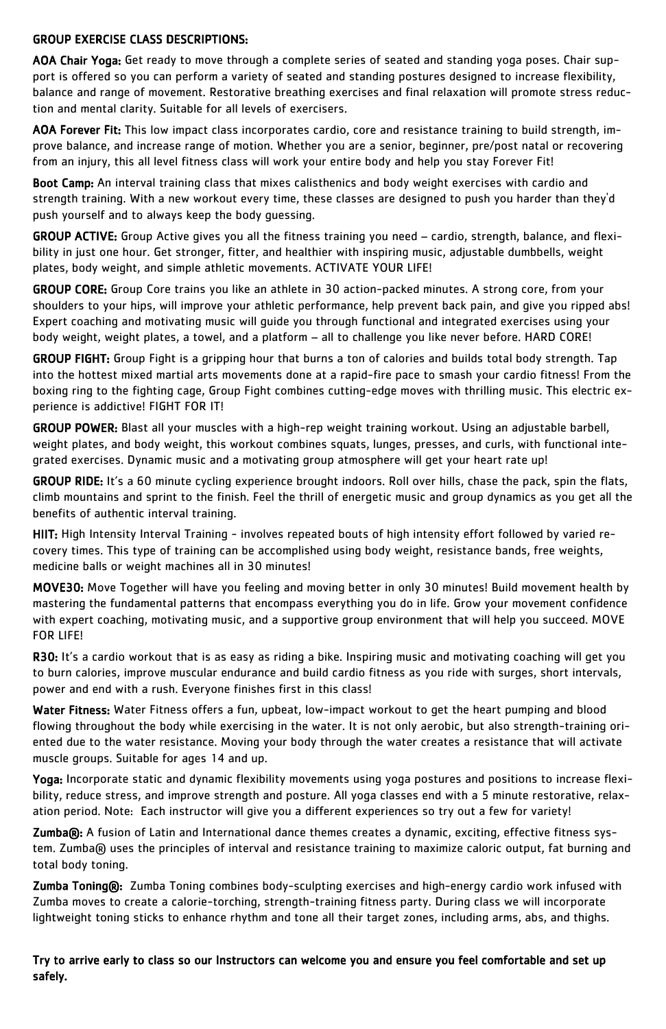## GROUP EXERCISE CLASS DESCRIPTIONS:

**AOA Chair Yoga:** Get ready to move through a complete series of seated and standing yoga poses. Chair support is offered so you can perform a variety of seated and standing postures designed to increase flexibility, balance and range of movement. Restorative breathing exercises and final relaxation will promote stress reduction and mental clarity. Suitable for all levels of exercisers.

**AOA Forever Fit:** This low impact class incorporates cardio, core and resistance training to build strength, improve balance, and increase range of motion. Whether you are a senior, beginner, pre/post natal or recovering from an injury, this all level fitness class will work your entire body and help you stay Forever Fit!

**Boot Camp:** An interval training class that mixes calisthenics and body weight exercises with cardio and strength training. With a new workout every time, these classes are designed to push you harder than they'd push yourself and to always keep the body guessing.

**GROUP ACTIVE:** Group Active gives you all the fitness training you need – cardio, strength, balance, and flexibility in just one hour. Get stronger, fitter, and healthier with inspiring music, adjustable dumbbells, weight plates, body weight, and simple athletic movements. ACTIVATE YOUR LIFE!

**GROUP CORE:** Group Core trains you like an athlete in 30 action-packed minutes. A strong core, from your shoulders to your hips, will improve your athletic performance, help prevent back pain, and give you ripped abs! Expert coaching and motivating music will guide you through functional and integrated exercises using your body weight, weight plates, a towel, and a platform – all to challenge you like never before. HARD CORE!

**GROUP FIGHT:** Group Fight is a gripping hour that burns a ton of calories and builds total body strength. Tap into the hottest mixed martial arts movements done at a rapid-fire pace to smash your cardio fitness! From the boxing ring to the fighting cage, Group Fight combines cutting-edge moves with thrilling music. This electric experience is addictive! FIGHT FOR IT!

**GROUP POWER:** Blast all your muscles with a high-rep weight training workout. Using an adjustable barbell, weight plates, and body weight, this workout combines squats, lunges, presses, and curls, with functional integrated exercises. Dynamic music and a motivating group atmosphere will get your heart rate up!

**GROUP RIDE:** It's a 60 minute cycling experience brought indoors. Roll over hills, chase the pack, spin the flats, climb mountains and sprint to the finish. Feel the thrill of energetic music and group dynamics as you get all the benefits of authentic interval training.

**HIIT:** High Intensity Interval Training - involves repeated bouts of high intensity effort followed by varied recovery times. This type of training can be accomplished using body weight, resistance bands, free weights, medicine balls or weight machines all in 30 minutes!

**MOVE30:** Move Together will have you feeling and moving better in only 30 minutes! Build movement health by mastering the fundamental patterns that encompass everything you do in life. Grow your movement confidence with expert coaching, motivating music, and a supportive group environment that will help you succeed. MOVE FOR LIFE!

**R30:** It's a cardio workout that is as easy as riding a bike. Inspiring music and motivating coaching will get you to burn calories, improve muscular endurance and build cardio fitness as you ride with surges, short intervals, power and end with a rush. Everyone finishes first in this class!

**Water Fitness:** Water Fitness offers a fun, upbeat, low-impact workout to get the heart pumping and blood flowing throughout the body while exercising in the water. It is not only aerobic, but also strength-training oriented due to the water resistance. Moving your body through the water creates a resistance that will activate muscle groups. Suitable for ages 14 and up.

**Yoga:** Incorporate static and dynamic flexibility movements using yoga postures and positions to increase flexibility, reduce stress, and improve strength and posture. All yoga classes end with a 5 minute restorative, relaxation period. Note: Each instructor will give you a different experiences so try out a few for variety!

**Zumba®:** A fusion of Latin and International dance themes creates a dynamic, exciting, effective fitness system. Zumba® uses the principles of interval and resistance training to maximize caloric output, fat burning and total body toning.

**Zumba Toning®:** Zumba Toning combines body-sculpting exercises and high-energy cardio work infused with Zumba moves to create a calorie-torching, strength-training fitness party. During class we will incorporate lightweight toning sticks to enhance rhythm and tone all their target zones, including arms, abs, and thighs.

**Try to arrive early to class so our Instructors can welcome you and ensure you feel comfortable and set up safely.**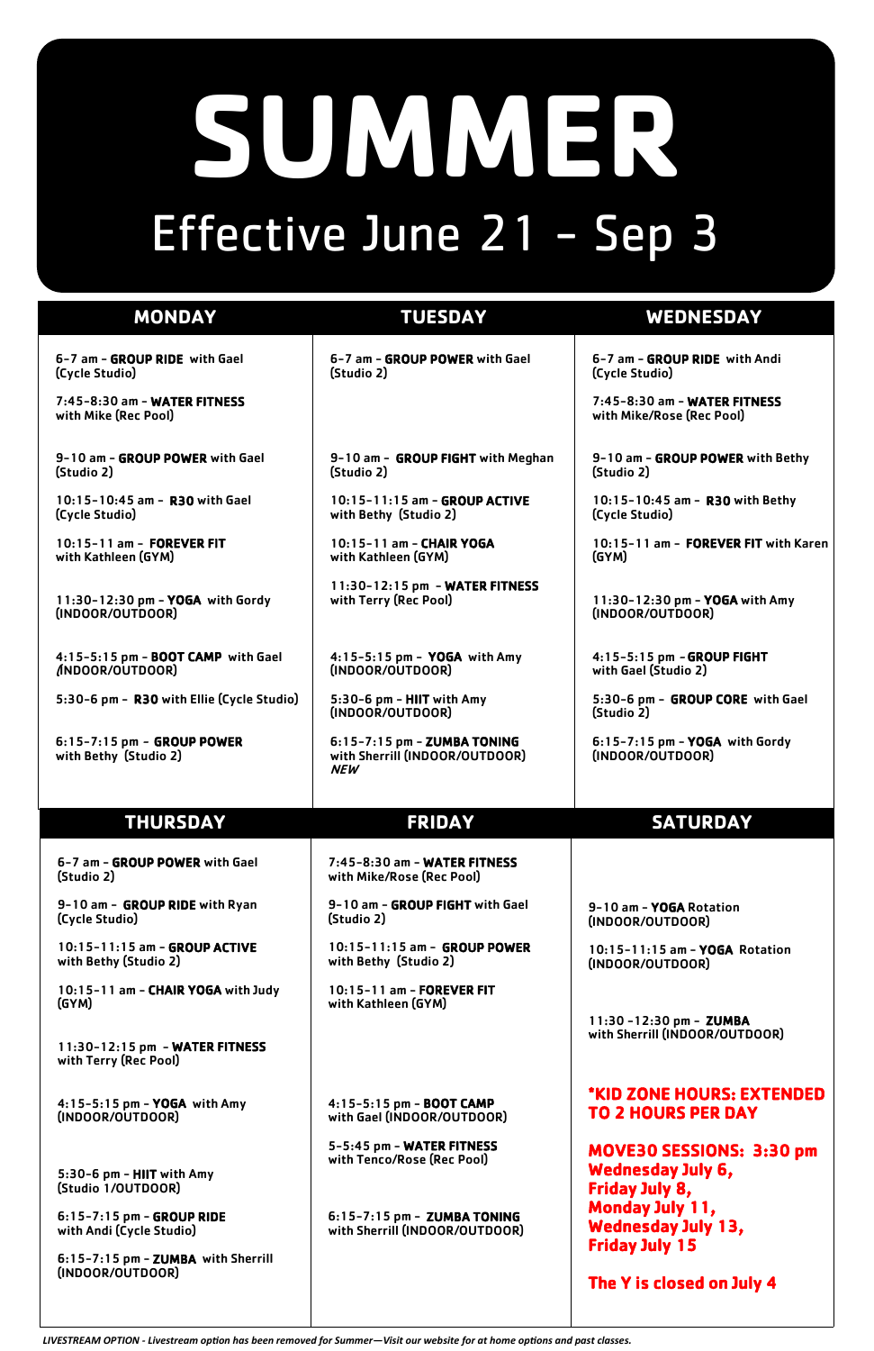# SUMMER

## Effective June 21 - Sep 3

| MONDAY | TUESDAY | WEDNESDAY |
|---|---|---|
| 6-7 am - **GROUP RIDE** with Gael (Cycle Studio) | 6-7 am - **GROUP POWER** with Gael (Studio 2) | 6-7 am - **GROUP RIDE** with Andi (Cycle Studio) |
| 7:45-8:30 am - **WATER FITNESS** with Mike (Rec Pool) | | 7:45-8:30 am - **WATER FITNESS** with Mike/Rose (Rec Pool) |
| 9-10 am - **GROUP POWER** with Gael (Studio 2) | 9-10 am - **GROUP FIGHT** with Meghan (Studio 2) | 9-10 am - **GROUP POWER** with Bethy (Studio 2) |
| 10:15-10:45 am - **R30** with Gael (Cycle Studio) | 10:15-11:15 am - **GROUP ACTIVE** with Bethy (Studio 2) | 10:15-10:45 am - **R30** with Bethy (Cycle Studio) |
| 10:15-11 am - **FOREVER FIT** with Kathleen (GYM) | 10:15-11 am - **CHAIR YOGA** with Kathleen (GYM) | 10:15-11 am - **FOREVER FIT** with Karen (GYM) |
| 11:30-12:30 pm - **YOGA** with Gordy (INDOOR/OUTDOOR) | 11:30-12:15 pm - **WATER FITNESS** with Terry (Rec Pool) | 11:30-12:30 pm - **YOGA** with Amy (INDOOR/OUTDOOR) |
| 4:15-5:15 pm - **BOOT CAMP** with Gael (INDOOR/OUTDOOR) | 4:15-5:15 pm - **YOGA** with Amy (INDOOR/OUTDOOR) | 4:15-5:15 pm - **GROUP FIGHT** with Gael (Studio 2) |
| 5:30-6 pm - **R30** with Ellie (Cycle Studio) | 5:30-6 pm - **HIIT** with Amy (INDOOR/OUTDOOR) | 5:30-6 pm - **GROUP CORE** with Gael (Studio 2) |
| 6:15-7:15 pm - **GROUP POWER** with Bethy (Studio 2) | 6:15-7:15 pm - **ZUMBA TONING** with Sherrill (INDOOR/OUTDOOR) ***NEW*** | 6:15-7:15 pm - **YOGA** with Gordy (INDOOR/OUTDOOR) |

| THURSDAY | FRIDAY | SATURDAY |
|---|---|---|
| 6-7 am - **GROUP POWER** with Gael (Studio 2) | 7:45-8:30 am - **WATER FITNESS** with Mike/Rose (Rec Pool) | |
| 9-10 am - **GROUP RIDE** with Ryan (Cycle Studio) | 9-10 am - **GROUP FIGHT** with Gael (Studio 2) | 9-10 am - **YOGA** Rotation (INDOOR/OUTDOOR) |
| 10:15-11:15 am - **GROUP ACTIVE** with Bethy (Studio 2) | 10:15-11:15 am - **GROUP POWER** with Bethy (Studio 2) | 10:15-11:15 am - **YOGA** Rotation (INDOOR/OUTDOOR) |
| 10:15-11 am - **CHAIR YOGA** with Judy (GYM) | 10:15-11 am - **FOREVER FIT** with Kathleen (GYM) | |
| 11:30-12:15 pm - **WATER FITNESS** with Terry (Rec Pool) | | 11:30 -12:30 pm - **ZUMBA** with Sherrill (INDOOR/OUTDOOR) |
| 4:15-5:15 pm - **YOGA** with Amy (INDOOR/OUTDOOR) | 4:15-5:15 pm - **BOOT CAMP** with Gael (INDOOR/OUTDOOR) | **\*KID ZONE HOURS: EXTENDED TO 2 HOURS PER DAY** |
| 5:30-6 pm - **HIIT** with Amy (Studio 1/OUTDOOR) | 5-5:45 pm - **WATER FITNESS** with Tenco/Rose (Rec Pool) | **MOVE30 SESSIONS: 3:30 pm Wednesday July 6, Friday July 8, Monday July 11, Wednesday July 13, Friday July 15** |
| 6:15-7:15 pm - **GROUP RIDE** with Andi (Cycle Studio) | 6:15-7:15 pm - **ZUMBA TONING** with Sherrill (INDOOR/OUTDOOR) | **The Y is closed on July 4** |
| 6:15-7:15 pm - **ZUMBA** with Sherrill (INDOOR/OUTDOOR) | | |

***LIVESTREAM OPTION - Livestream option has been removed for Summer—Visit our website for at home options and past classes.***